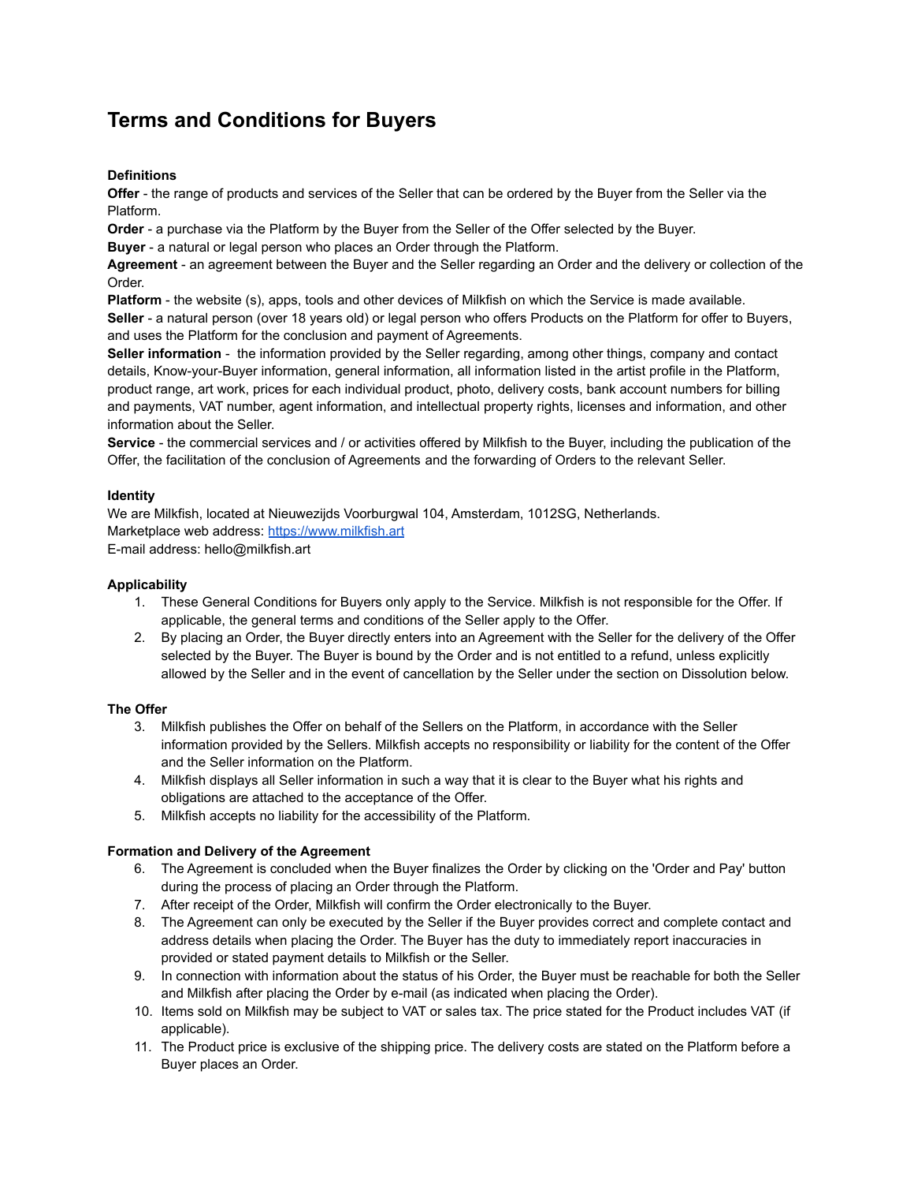# Terms and Conditions for Buyers

**Definitions**

**Offer** - the range of products and services of the Seller that can be ordered by the Buyer from the Seller via the Platform.

**Order** - a purchase via the Platform by the Buyer from the Seller of the Offer selected by the Buyer.

**Buyer** - a natural or legal person who places an Order through the Platform.

**Agreement** - an agreement between the Buyer and the Seller regarding an Order and the delivery or collection of the Order.

**Platform** - the website (s), apps, tools and other devices of Milkfish on which the Service is made available.

**Seller** - a natural person (over 18 years old) or legal person who offers Products on the Platform for offer to Buyers, and uses the Platform for the conclusion and payment of Agreements.

**Seller information** - the information provided by the Seller regarding, among other things, company and contact details, Know-your-Buyer information, general information, all information listed in the artist profile in the Platform, product range, art work, prices for each individual product, photo, delivery costs, bank account numbers for billing and payments, VAT number, agent information, and intellectual property rights, licenses and information, and other information about the Seller.

**Service** - the commercial services and / or activities offered by Milkfish to the Buyer, including the publication of the Offer, the facilitation of the conclusion of Agreements and the forwarding of Orders to the relevant Seller.

**Identity**

We are Milkfish, located at Nieuwezijds Voorburgwal 104, Amsterdam, 1012SG, Netherlands.
Marketplace web address: [https://www.milkfish.art](https://www.milkfish.art)
E-mail address: hello@milkfish.art

**Applicability**

1. These General Conditions for Buyers only apply to the Service. Milkfish is not responsible for the Offer. If applicable, the general terms and conditions of the Seller apply to the Offer.
2. By placing an Order, the Buyer directly enters into an Agreement with the Seller for the delivery of the Offer selected by the Buyer. The Buyer is bound by the Order and is not entitled to a refund, unless explicitly allowed by the Seller and in the event of cancellation by the Seller under the section on Dissolution below.

**The Offer**

3. Milkfish publishes the Offer on behalf of the Sellers on the Platform, in accordance with the Seller information provided by the Sellers. Milkfish accepts no responsibility or liability for the content of the Offer and the Seller information on the Platform.
4. Milkfish displays all Seller information in such a way that it is clear to the Buyer what his rights and obligations are attached to the acceptance of the Offer.
5. Milkfish accepts no liability for the accessibility of the Platform.

**Formation and Delivery of the Agreement**

6. The Agreement is concluded when the Buyer finalizes the Order by clicking on the 'Order and Pay' button during the process of placing an Order through the Platform.
7. After receipt of the Order, Milkfish will confirm the Order electronically to the Buyer.
8. The Agreement can only be executed by the Seller if the Buyer provides correct and complete contact and address details when placing the Order. The Buyer has the duty to immediately report inaccuracies in provided or stated payment details to Milkfish or the Seller.
9. In connection with information about the status of his Order, the Buyer must be reachable for both the Seller and Milkfish after placing the Order by e-mail (as indicated when placing the Order).
10. Items sold on Milkfish may be subject to VAT or sales tax. The price stated for the Product includes VAT (if applicable).
11. The Product price is exclusive of the shipping price. The delivery costs are stated on the Platform before a Buyer places an Order.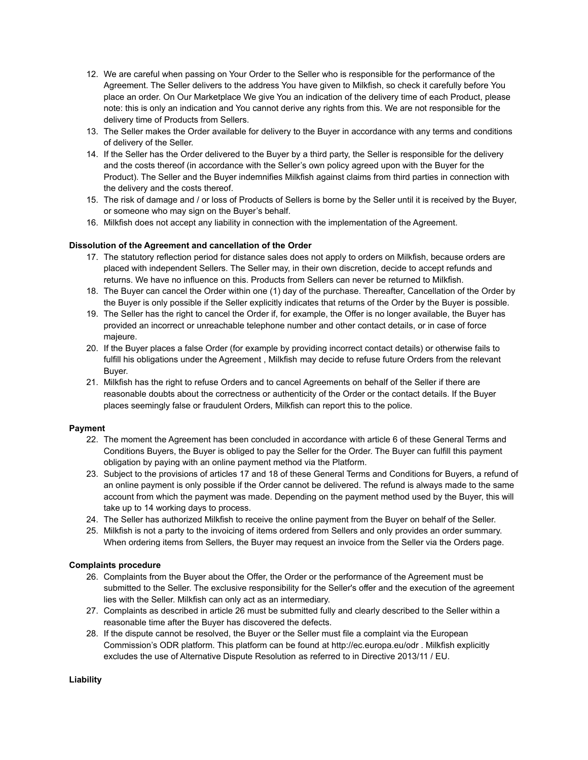12. We are careful when passing on Your Order to the Seller who is responsible for the performance of the Agreement. The Seller delivers to the address You have given to Milkfish, so check it carefully before You place an order. On Our Marketplace We give You an indication of the delivery time of each Product, please note: this is only an indication and You cannot derive any rights from this. We are not responsible for the delivery time of Products from Sellers.
13. The Seller makes the Order available for delivery to the Buyer in accordance with any terms and conditions of delivery of the Seller.
14. If the Seller has the Order delivered to the Buyer by a third party, the Seller is responsible for the delivery and the costs thereof (in accordance with the Seller's own policy agreed upon with the Buyer for the Product). The Seller and the Buyer indemnifies Milkfish against claims from third parties in connection with the delivery and the costs thereof.
15. The risk of damage and / or loss of Products of Sellers is borne by the Seller until it is received by the Buyer, or someone who may sign on the Buyer's behalf.
16. Milkfish does not accept any liability in connection with the implementation of the Agreement.

**Dissolution of the Agreement and cancellation of the Order**

17. The statutory reflection period for distance sales does not apply to orders on Milkfish, because orders are placed with independent Sellers. The Seller may, in their own discretion, decide to accept refunds and returns. We have no influence on this. Products from Sellers can never be returned to Milkfish.
18. The Buyer can cancel the Order within one (1) day of the purchase. Thereafter, Cancellation of the Order by the Buyer is only possible if the Seller explicitly indicates that returns of the Order by the Buyer is possible.
19. The Seller has the right to cancel the Order if, for example, the Offer is no longer available, the Buyer has provided an incorrect or unreachable telephone number and other contact details, or in case of force majeure.
20. If the Buyer places a false Order (for example by providing incorrect contact details) or otherwise fails to fulfill his obligations under the Agreement , Milkfish may decide to refuse future Orders from the relevant Buyer.
21. Milkfish has the right to refuse Orders and to cancel Agreements on behalf of the Seller if there are reasonable doubts about the correctness or authenticity of the Order or the contact details. If the Buyer places seemingly false or fraudulent Orders, Milkfish can report this to the police.

**Payment**

22. The moment the Agreement has been concluded in accordance with article 6 of these General Terms and Conditions Buyers, the Buyer is obliged to pay the Seller for the Order. The Buyer can fulfill this payment obligation by paying with an online payment method via the Platform.
23. Subject to the provisions of articles 17 and 18 of these General Terms and Conditions for Buyers, a refund of an online payment is only possible if the Order cannot be delivered. The refund is always made to the same account from which the payment was made. Depending on the payment method used by the Buyer, this will take up to 14 working days to process.
24. The Seller has authorized Milkfish to receive the online payment from the Buyer on behalf of the Seller.
25. Milkfish is not a party to the invoicing of items ordered from Sellers and only provides an order summary. When ordering items from Sellers, the Buyer may request an invoice from the Seller via the Orders page.

**Complaints procedure**

26. Complaints from the Buyer about the Offer, the Order or the performance of the Agreement must be submitted to the Seller. The exclusive responsibility for the Seller's offer and the execution of the agreement lies with the Seller. Milkfish can only act as an intermediary.
27. Complaints as described in article 26 must be submitted fully and clearly described to the Seller within a reasonable time after the Buyer has discovered the defects.
28. If the dispute cannot be resolved, the Buyer or the Seller must file a complaint via the European Commission's ODR platform. This platform can be found at http://ec.europa.eu/odr . Milkfish explicitly excludes the use of Alternative Dispute Resolution as referred to in Directive 2013/11 / EU.

**Liability**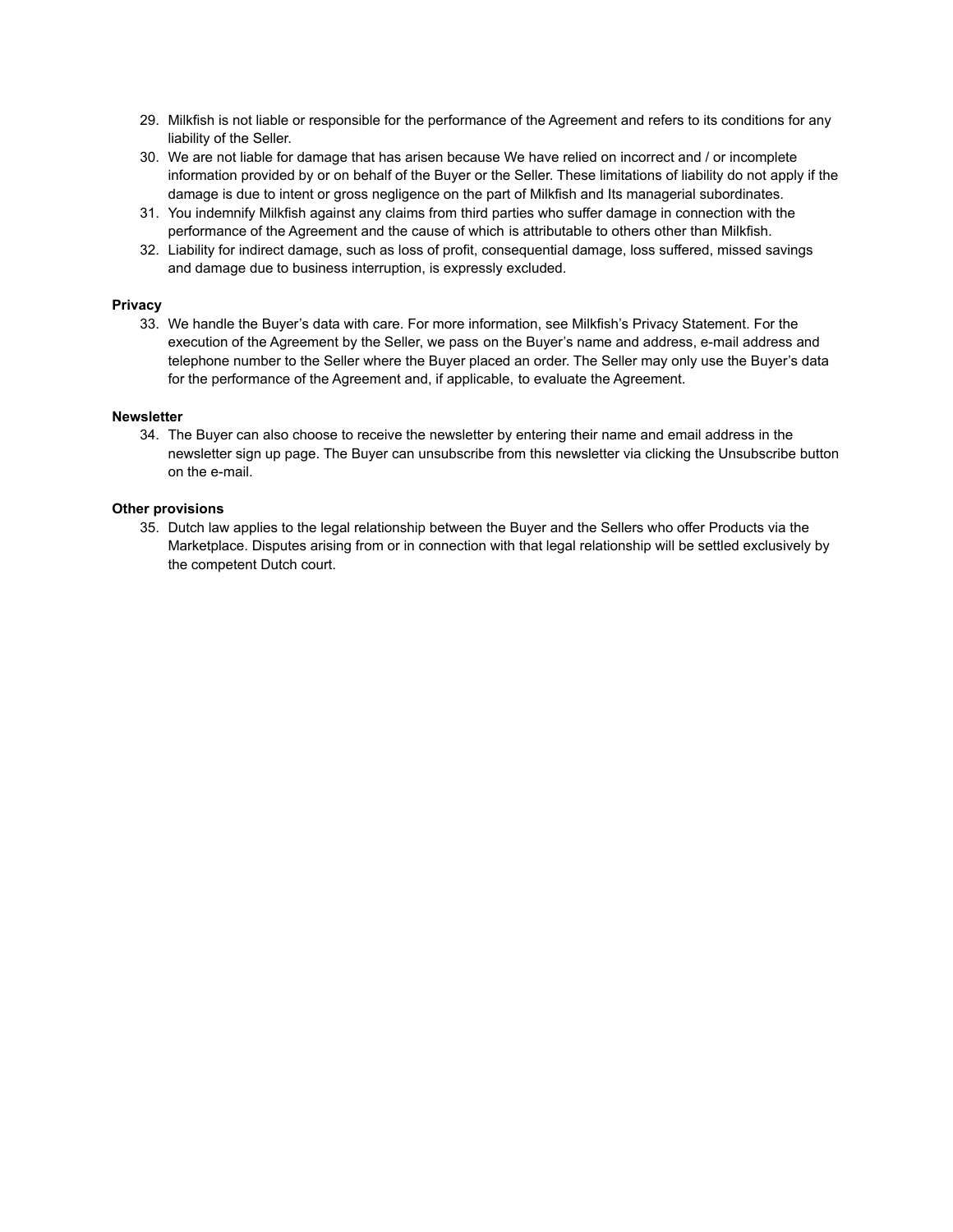29. Milkfish is not liable or responsible for the performance of the Agreement and refers to its conditions for any liability of the Seller.
30. We are not liable for damage that has arisen because We have relied on incorrect and / or incomplete information provided by or on behalf of the Buyer or the Seller. These limitations of liability do not apply if the damage is due to intent or gross negligence on the part of Milkfish and Its managerial subordinates.
31. You indemnify Milkfish against any claims from third parties who suffer damage in connection with the performance of the Agreement and the cause of which is attributable to others other than Milkfish.
32. Liability for indirect damage, such as loss of profit, consequential damage, loss suffered, missed savings and damage due to business interruption, is expressly excluded.

**Privacy**

33. We handle the Buyer's data with care. For more information, see Milkfish's Privacy Statement. For the execution of the Agreement by the Seller, we pass on the Buyer's name and address, e-mail address and telephone number to the Seller where the Buyer placed an order. The Seller may only use the Buyer's data for the performance of the Agreement and, if applicable, to evaluate the Agreement.

**Newsletter**

34. The Buyer can also choose to receive the newsletter by entering their name and email address in the newsletter sign up page. The Buyer can unsubscribe from this newsletter via clicking the Unsubscribe button on the e-mail.

**Other provisions**

35. Dutch law applies to the legal relationship between the Buyer and the Sellers who offer Products via the Marketplace. Disputes arising from or in connection with that legal relationship will be settled exclusively by the competent Dutch court.